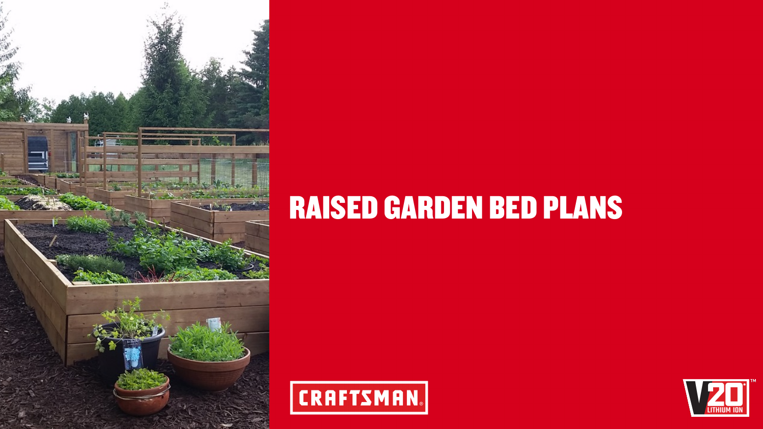# RAISED GARDEN BED PLANS

CRAFTSMAN

V20 LITHIUM ION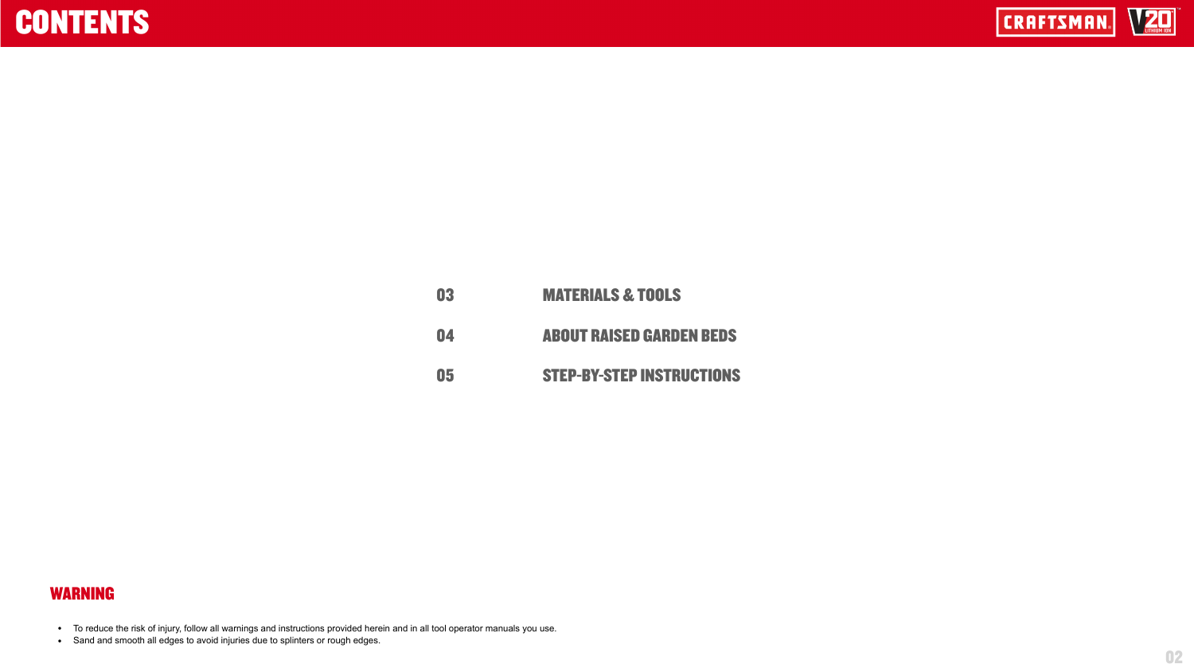# CONTENTS

| | |
|---|---|
| 03 | MATERIALS & TOOLS |
| 04 | ABOUT RAISED GARDEN BEDS |
| 05 | STEP-BY-STEP INSTRUCTIONS |

## WARNING

- To reduce the risk of injury, follow all warnings and instructions provided herein and in all tool operator manuals you use.
- Sand and smooth all edges to avoid injuries due to splinters or rough edges.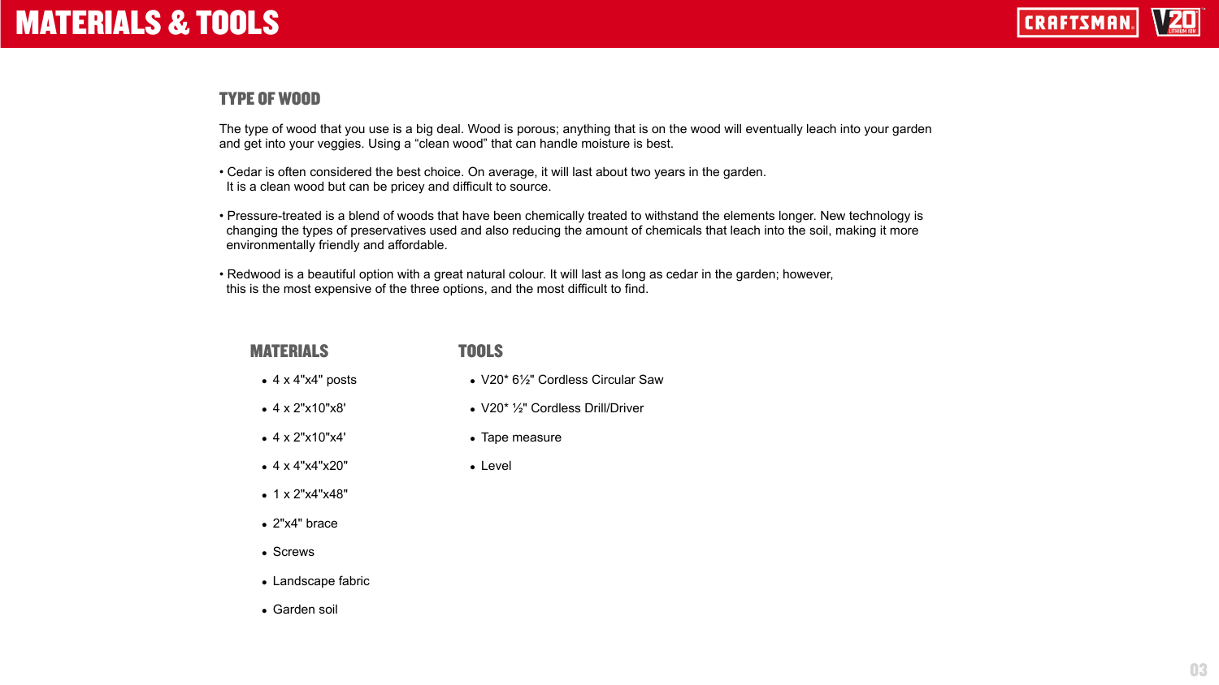# MATERIALS & TOOLS

## TYPE OF WOOD

The type of wood that you use is a big deal. Wood is porous; anything that is on the wood will eventually leach into your garden and get into your veggies. Using a "clean wood" that can handle moisture is best.

- Cedar is often considered the best choice. On average, it will last about two years in the garden. It is a clean wood but can be pricey and difficult to source.
- Pressure-treated is a blend of woods that have been chemically treated to withstand the elements longer. New technology is changing the types of preservatives used and also reducing the amount of chemicals that leach into the soil, making it more environmentally friendly and affordable.
- Redwood is a beautiful option with a great natural colour. It will last as long as cedar in the garden; however, this is the most expensive of the three options, and the most difficult to find.

### MATERIALS

- 4 x 4"x4" posts
- 4 x 2"x10"x8'
- 4 x 2"x10"x4'
- 4 x 4"x4"x20"
- 1 x 2"x4"x48"
- 2"x4" brace
- Screws
- Landscape fabric
- Garden soil

### TOOLS

- V20* 6½" Cordless Circular Saw
- V20* ½" Cordless Drill/Driver
- Tape measure
- Level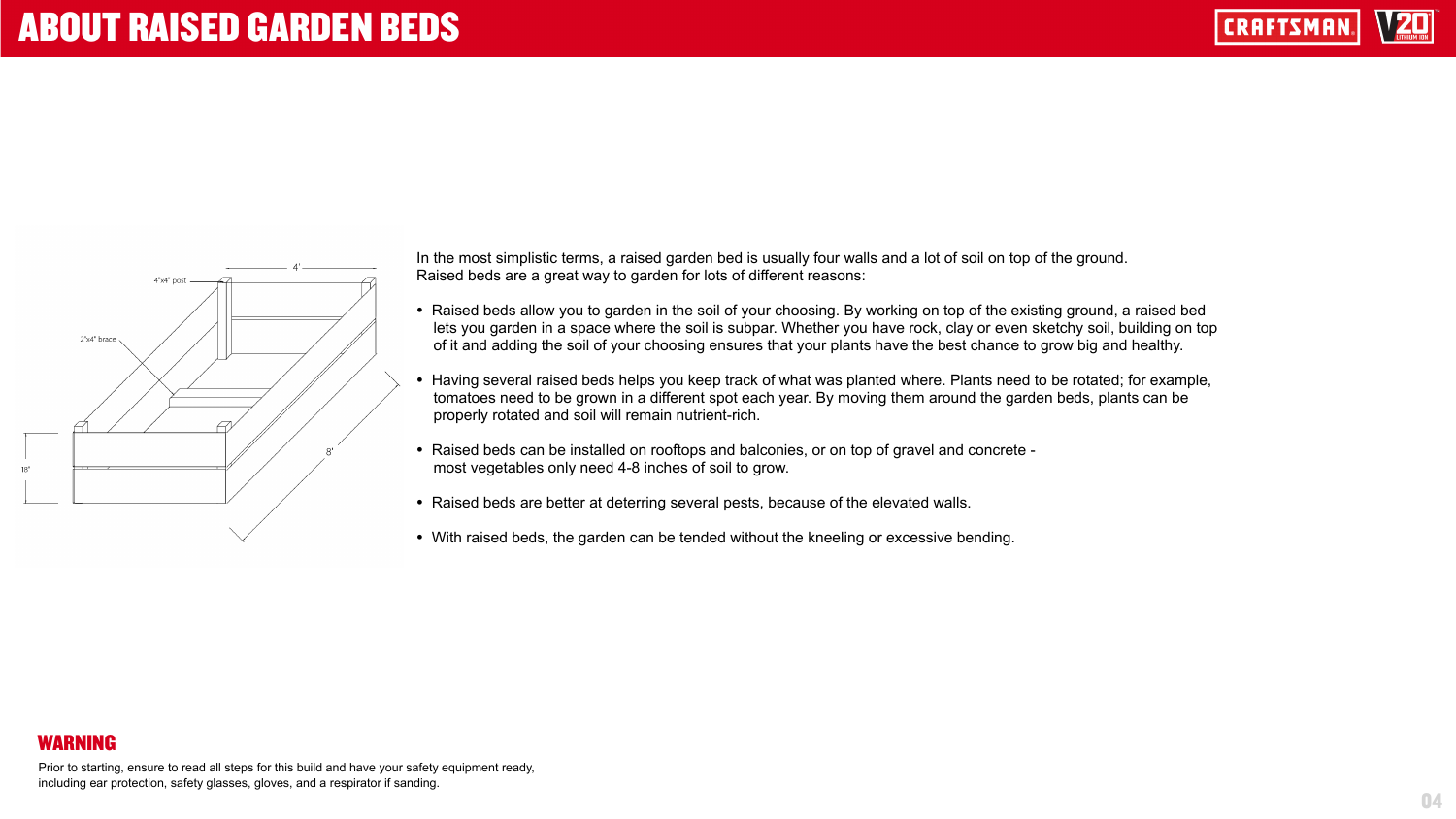# ABOUT RAISED GARDEN BEDS

In the most simplistic terms, a raised garden bed is usually four walls and a lot of soil on top of the ground. Raised beds are a great way to garden for lots of different reasons:

- Raised beds allow you to garden in the soil of your choosing. By working on top of the existing ground, a raised bed lets you garden in a space where the soil is subpar. Whether you have rock, clay or even sketchy soil, building on top of it and adding the soil of your choosing ensures that your plants have the best chance to grow big and healthy.
- Having several raised beds helps you keep track of what was planted where. Plants need to be rotated; for example, tomatoes need to be grown in a different spot each year. By moving them around the garden beds, plants can be properly rotated and soil will remain nutrient-rich.
- Raised beds can be installed on rooftops and balconies, or on top of gravel and concrete - most vegetables only need 4-8 inches of soil to grow.
- Raised beds are better at deterring several pests, because of the elevated walls.
- With raised beds, the garden can be tended without the kneeling or excessive bending.

## WARNING

Prior to starting, ensure to read all steps for this build and have your safety equipment ready, including ear protection, safety glasses, gloves, and a respirator if sanding.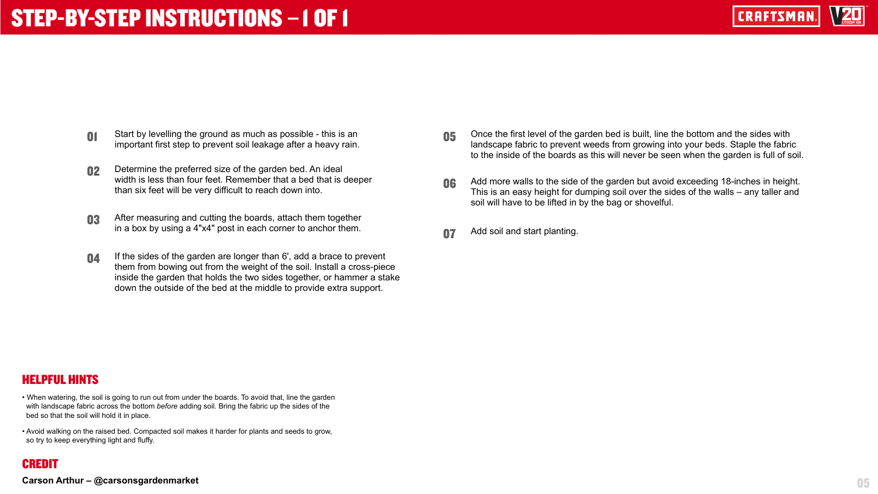# STEP-BY-STEP INSTRUCTIONS – 1 OF 1

**01** Start by levelling the ground as much as possible - this is an important first step to prevent soil leakage after a heavy rain.

**02** Determine the preferred size of the garden bed. An ideal width is less than four feet. Remember that a bed that is deeper than six feet will be very difficult to reach down into.

**03** After measuring and cutting the boards, attach them together in a box by using a 4"x4" post in each corner to anchor them.

**04** If the sides of the garden are longer than 6', add a brace to prevent them from bowing out from the weight of the soil. Install a cross-piece inside the garden that holds the two sides together, or hammer a stake down the outside of the bed at the middle to provide extra support.

**05** Once the first level of the garden bed is built, line the bottom and the sides with landscape fabric to prevent weeds from growing into your beds. Staple the fabric to the inside of the boards as this will never be seen when the garden is full of soil.

**06** Add more walls to the side of the garden but avoid exceeding 18-inches in height. This is an easy height for dumping soil over the sides of the walls – any taller and soil will have to be lifted in by the bag or shovelful.

**07** Add soil and start planting.

## HELPFUL HINTS

- When watering, the soil is going to run out from under the boards. To avoid that, line the garden with landscape fabric across the bottom *before* adding soil. Bring the fabric up the sides of the bed so that the soil will hold it in place.
- Avoid walking on the raised bed. Compacted soil makes it harder for plants and seeds to grow, so try to keep everything light and fluffy.

## CREDIT

**Carson Arthur – @carsonsgardenmarket**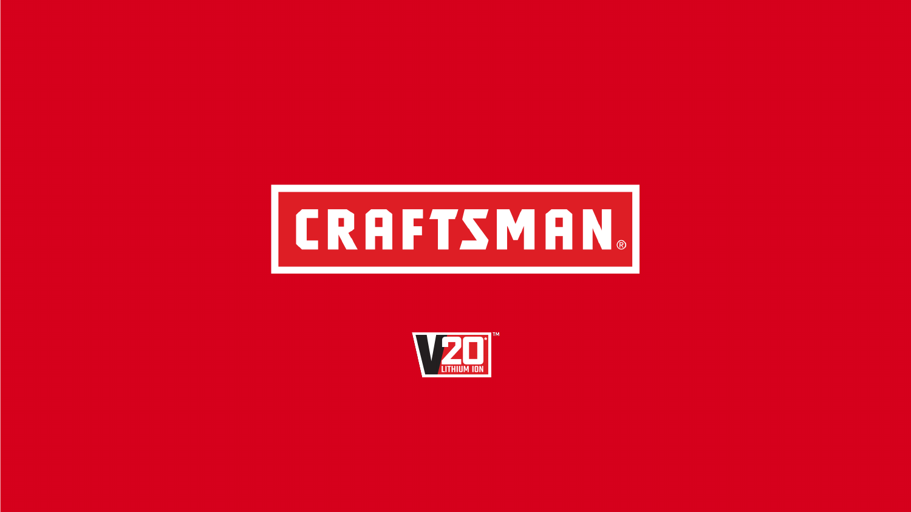CRAFTSMAN®

V20™ LITHIUM ION